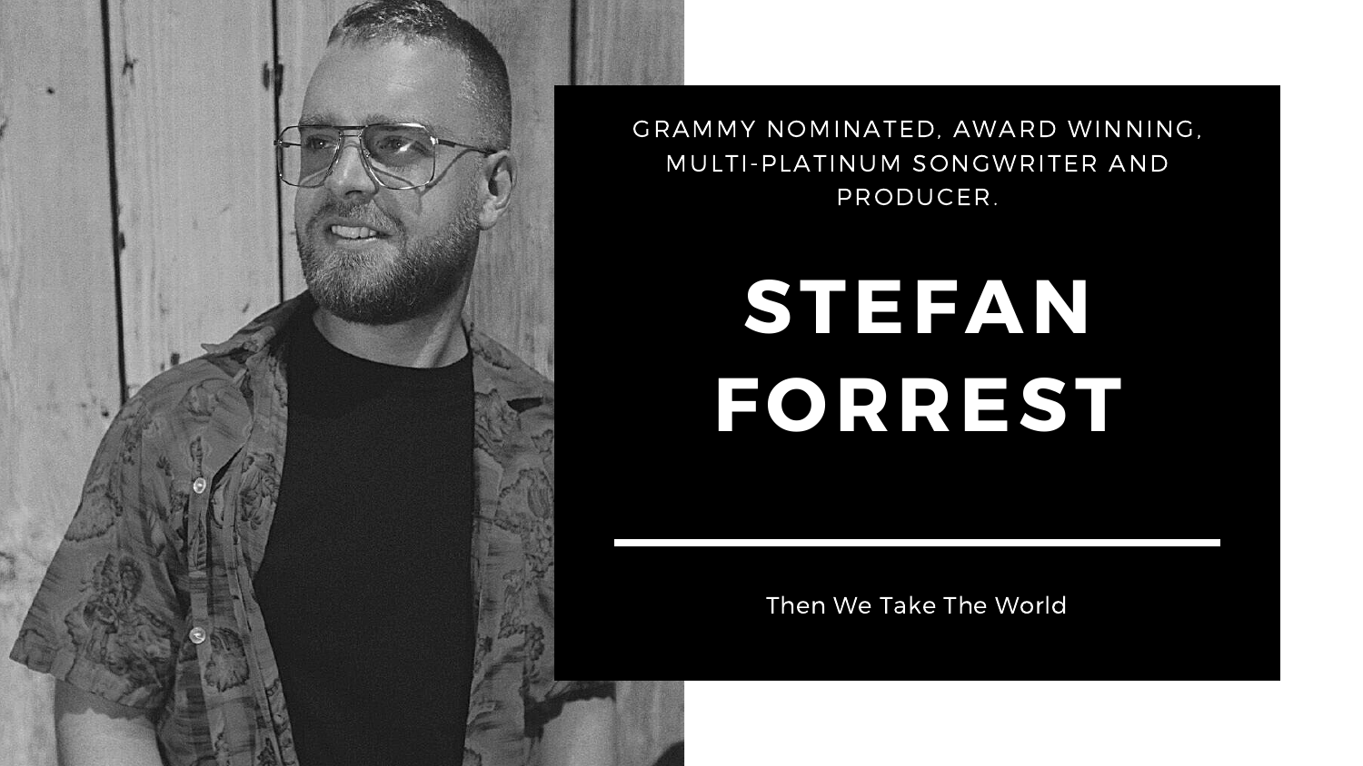GRAMMY NOMINATED, AWARD WINNING, MULTI-PLATINUM SONGWRITER AND PRODUCER.

# STEFAN FORREST

---

Then We Take The World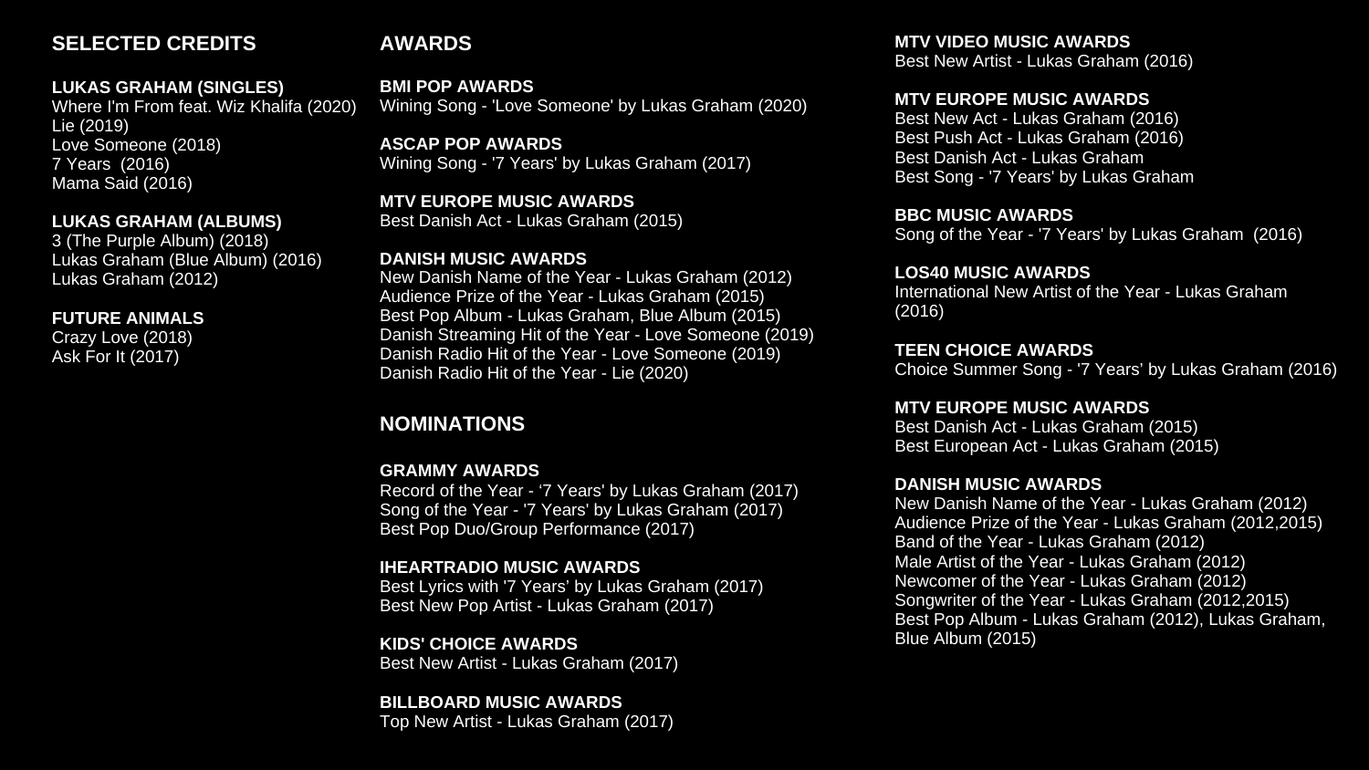## SELECTED CREDITS

**LUKAS GRAHAM (SINGLES)**
Where I'm From feat. Wiz Khalifa (2020)
Lie (2019)
Love Someone (2018)
7 Years (2016)
Mama Said (2016)

**LUKAS GRAHAM (ALBUMS)**
3 (The Purple Album) (2018)
Lukas Graham (Blue Album) (2016)
Lukas Graham (2012)

**FUTURE ANIMALS**
Crazy Love (2018)
Ask For It (2017)

## AWARDS

**BMI POP AWARDS**
Wining Song - 'Love Someone' by Lukas Graham (2020)

**ASCAP POP AWARDS**
Wining Song - '7 Years' by Lukas Graham (2017)

**MTV EUROPE MUSIC AWARDS**
Best Danish Act - Lukas Graham (2015)

**DANISH MUSIC AWARDS**
New Danish Name of the Year - Lukas Graham (2012)
Audience Prize of the Year - Lukas Graham (2015)
Best Pop Album - Lukas Graham, Blue Album (2015)
Danish Streaming Hit of the Year - Love Someone (2019)
Danish Radio Hit of the Year - Love Someone (2019)
Danish Radio Hit of the Year - Lie (2020)

## NOMINATIONS

**GRAMMY AWARDS**
Record of the Year - '7 Years' by Lukas Graham (2017)
Song of the Year - '7 Years' by Lukas Graham (2017)
Best Pop Duo/Group Performance (2017)

**IHEARTRADIO MUSIC AWARDS**
Best Lyrics with '7 Years' by Lukas Graham (2017)
Best New Pop Artist - Lukas Graham (2017)

**KIDS' CHOICE AWARDS**
Best New Artist - Lukas Graham (2017)

**BILLBOARD MUSIC AWARDS**
Top New Artist - Lukas Graham (2017)

**MTV VIDEO MUSIC AWARDS**
Best New Artist - Lukas Graham (2016)

**MTV EUROPE MUSIC AWARDS**
Best New Act - Lukas Graham (2016)
Best Push Act - Lukas Graham (2016)
Best Danish Act - Lukas Graham
Best Song - '7 Years' by Lukas Graham

**BBC MUSIC AWARDS**
Song of the Year - '7 Years' by Lukas Graham (2016)

**LOS40 MUSIC AWARDS**
International New Artist of the Year - Lukas Graham (2016)

**TEEN CHOICE AWARDS**
Choice Summer Song - '7 Years' by Lukas Graham (2016)

**MTV EUROPE MUSIC AWARDS**
Best Danish Act - Lukas Graham (2015)
Best European Act - Lukas Graham (2015)

**DANISH MUSIC AWARDS**
New Danish Name of the Year - Lukas Graham (2012)
Audience Prize of the Year - Lukas Graham (2012,2015)
Band of the Year - Lukas Graham (2012)
Male Artist of the Year - Lukas Graham (2012)
Newcomer of the Year - Lukas Graham (2012)
Songwriter of the Year - Lukas Graham (2012,2015)
Best Pop Album - Lukas Graham (2012), Lukas Graham, Blue Album (2015)